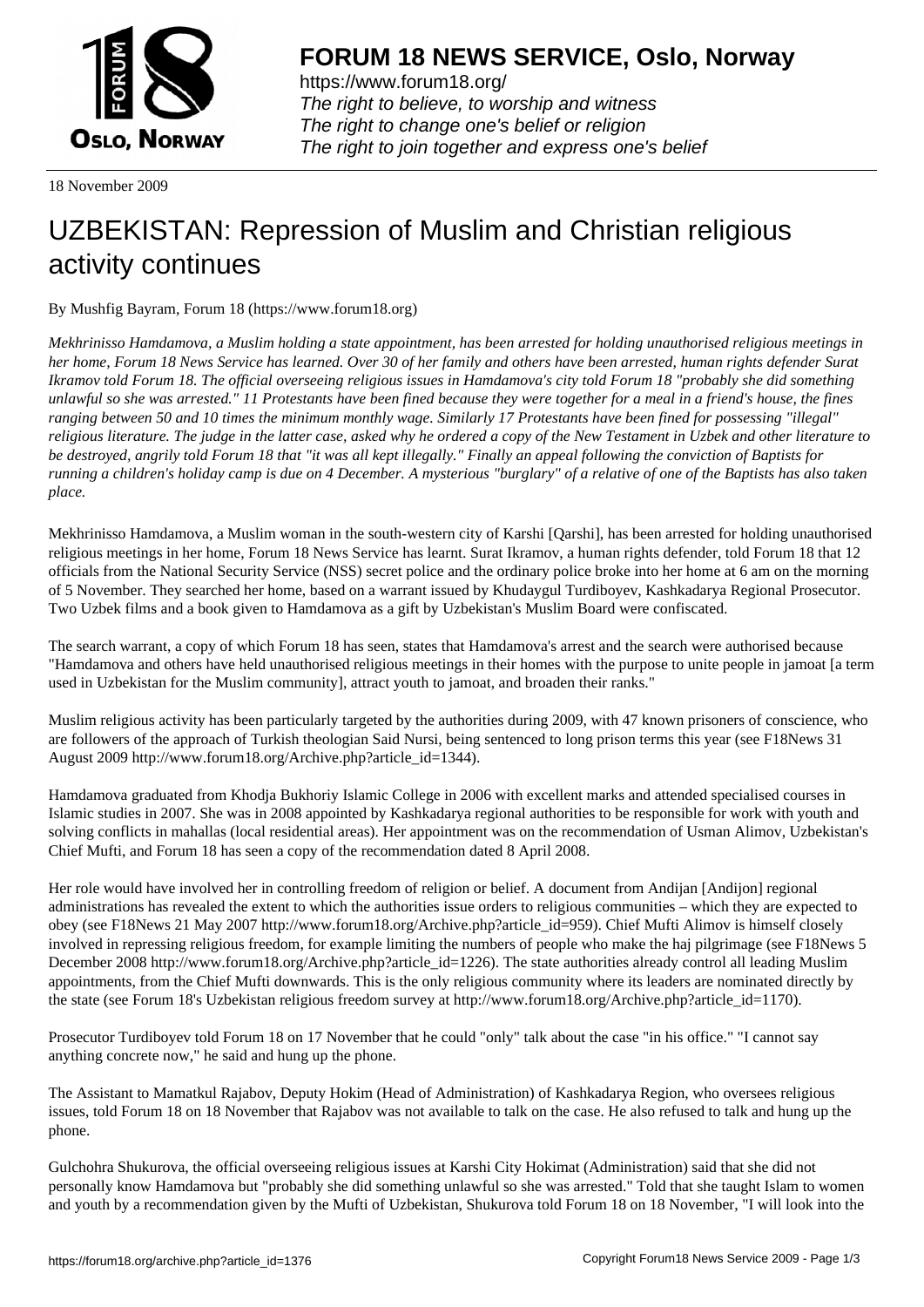18 November 2009

# UZBEKISTAN: Repression of Muslim and Christian religious activity continues

By Mushfig Bayram, Forum 18 (https://www.forum18.org)

*Mekhrinisso Hamdamova, a Muslim holding a state appointment, has been arrested for holding unauthorised religious meetings in her home, Forum 18 News Service has learned. Over 30 of her family and others have been arrested, human rights defender Surat Ikramov told Forum 18. The official overseeing religious issues in Hamdamova's city told Forum 18 "probably she did something unlawful so she was arrested." 11 Protestants have been fined because they were together for a meal in a friend's house, the fines ranging between 50 and 10 times the minimum monthly wage. Similarly 17 Protestants have been fined for possessing "illegal" religious literature. The judge in the latter case, asked why he ordered a copy of the New Testament in Uzbek and other literature to be destroyed, angrily told Forum 18 that "it was all kept illegally." Finally an appeal following the conviction of Baptists for running a children's holiday camp is due on 4 December. A mysterious "burglary" of a relative of one of the Baptists has also taken place.*

Mekhrinisso Hamdamova, a Muslim woman in the south-western city of Karshi [Qarshi], has been arrested for holding unauthorised religious meetings in her home, Forum 18 News Service has learnt. Surat Ikramov, a human rights defender, told Forum 18 that 12 officials from the National Security Service (NSS) secret police and the ordinary police broke into her home at 6 am on the morning of 5 November. They searched her home, based on a warrant issued by Khudaygul Turdiboyev, Kashkadarya Regional Prosecutor. Two Uzbek films and a book given to Hamdamova as a gift by Uzbekistan's Muslim Board were confiscated.

The search warrant, a copy of which Forum 18 has seen, states that Hamdamova's arrest and the search were authorised because "Hamdamova and others have held unauthorised religious meetings in their homes with the purpose to unite people in jamoat [a term used in Uzbekistan for the Muslim community], attract youth to jamoat, and broaden their ranks."

Muslim religious activity has been particularly targeted by the authorities during 2009, with 47 known prisoners of conscience, who are followers of the approach of Turkish theologian Said Nursi, being sentenced to long prison terms this year (see F18News 31 August 2009 http://www.forum18.org/Archive.php?article_id=1344).

Hamdamova graduated from Khodja Bukhoriy Islamic College in 2006 with excellent marks and attended specialised courses in Islamic studies in 2007. She was in 2008 appointed by Kashkadarya regional authorities to be responsible for work with youth and solving conflicts in mahallas (local residential areas). Her appointment was on the recommendation of Usman Alimov, Uzbekistan's Chief Mufti, and Forum 18 has seen a copy of the recommendation dated 8 April 2008.

Her role would have involved her in controlling freedom of religion or belief. A document from Andijan [Andijon] regional administrations has revealed the extent to which the authorities issue orders to religious communities – which they are expected to obey (see F18News 21 May 2007 http://www.forum18.org/Archive.php?article_id=959). Chief Mufti Alimov is himself closely involved in repressing religious freedom, for example limiting the numbers of people who make the haj pilgrimage (see F18News 5 December 2008 http://www.forum18.org/Archive.php?article_id=1226). The state authorities already control all leading Muslim appointments, from the Chief Mufti downwards. This is the only religious community where its leaders are nominated directly by the state (see Forum 18's Uzbekistan religious freedom survey at http://www.forum18.org/Archive.php?article_id=1170).

Prosecutor Turdiboyev told Forum 18 on 17 November that he could "only" talk about the case "in his office." "I cannot say anything concrete now," he said and hung up the phone.

The Assistant to Mamatkul Rajabov, Deputy Hokim (Head of Administration) of Kashkadarya Region, who oversees religious issues, told Forum 18 on 18 November that Rajabov was not available to talk on the case. He also refused to talk and hung up the phone.

Gulchohra Shukurova, the official overseeing religious issues at Karshi City Hokimat (Administration) said that she did not personally know Hamdamova but "probably she did something unlawful so she was arrested." Told that she taught Islam to women and youth by a recommendation given by the Mufti of Uzbekistan, Shukurova told Forum 18 on 18 November, "I will look into the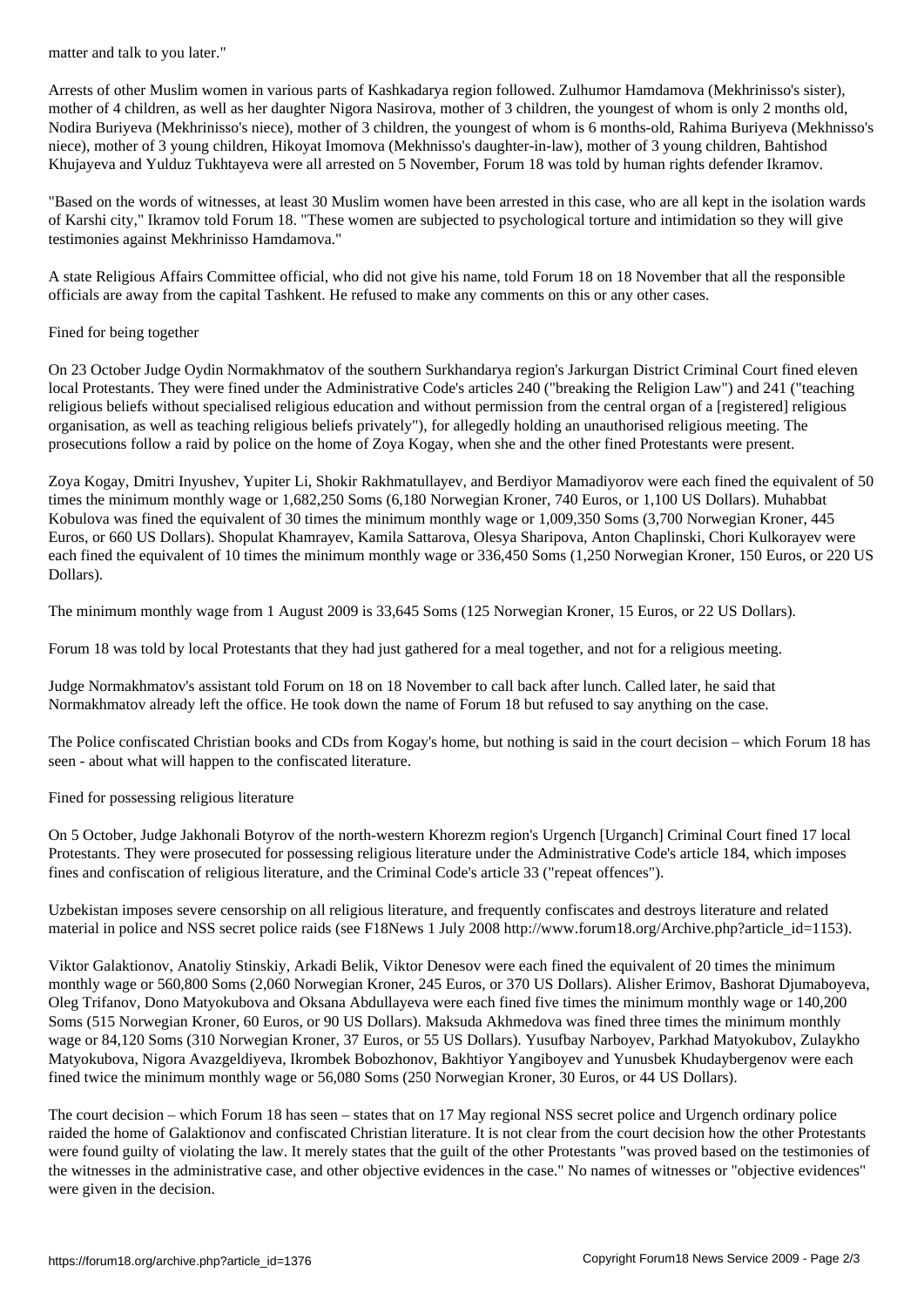matter and talk to you later."

Arrests of other Muslim women in various parts of Kashkadarya region followed. Zulhumor Hamdamova (Mekhrinisso's sister), mother of 4 children, as well as her daughter Nigora Nasirova, mother of 3 children, the youngest of whom is only 2 months old, Nodira Buriyeva (Mekhrinisso's niece), mother of 3 children, the youngest of whom is 6 months-old, Rahima Buriyeva (Mekhnisso's niece), mother of 3 young children, Hikoyat Imomova (Mekhnisso's daughter-in-law), mother of 3 young children, Bahtishod Khujayeva and Yulduz Tukhtayeva were all arrested on 5 November, Forum 18 was told by human rights defender Ikramov.

"Based on the words of witnesses, at least 30 Muslim women have been arrested in this case, who are all kept in the isolation wards of Karshi city," Ikramov told Forum 18. "These women are subjected to psychological torture and intimidation so they will give testimonies against Mekhrinisso Hamdamova."

A state Religious Affairs Committee official, who did not give his name, told Forum 18 on 18 November that all the responsible officials are away from the capital Tashkent. He refused to make any comments on this or any other cases.

## Fined for being together

On 23 October Judge Oydin Normakhmatov of the southern Surkhandarya region's Jarkurgan District Criminal Court fined eleven local Protestants. They were fined under the Administrative Code's articles 240 ("breaking the Religion Law") and 241 ("teaching religious beliefs without specialised religious education and without permission from the central organ of a [registered] religious organisation, as well as teaching religious beliefs privately"), for allegedly holding an unauthorised religious meeting. The prosecutions follow a raid by police on the home of Zoya Kogay, when she and the other fined Protestants were present.

Zoya Kogay, Dmitri Inyushev, Yupiter Li, Shokir Rakhmatullayev, and Berdiyor Mamadiyorov were each fined the equivalent of 50 times the minimum monthly wage or 1,682,250 Soms (6,180 Norwegian Kroner, 740 Euros, or 1,100 US Dollars). Muhabbat Kobulova was fined the equivalent of 30 times the minimum monthly wage or 1,009,350 Soms (3,700 Norwegian Kroner, 445 Euros, or 660 US Dollars). Shopulat Khamrayev, Kamila Sattarova, Olesya Sharipova, Anton Chaplinski, Chori Kulkorayev were each fined the equivalent of 10 times the minimum monthly wage or 336,450 Soms (1,250 Norwegian Kroner, 150 Euros, or 220 US Dollars).

The minimum monthly wage from 1 August 2009 is 33,645 Soms (125 Norwegian Kroner, 15 Euros, or 22 US Dollars).

Forum 18 was told by local Protestants that they had just gathered for a meal together, and not for a religious meeting.

Judge Normakhmatov's assistant told Forum on 18 on 18 November to call back after lunch. Called later, he said that Normakhmatov already left the office. He took down the name of Forum 18 but refused to say anything on the case.

The Police confiscated Christian books and CDs from Kogay's home, but nothing is said in the court decision – which Forum 18 has seen - about what will happen to the confiscated literature.

## Fined for possessing religious literature

On 5 October, Judge Jakhonali Botyrov of the north-western Khorezm region's Urgench [Urganch] Criminal Court fined 17 local Protestants. They were prosecuted for possessing religious literature under the Administrative Code's article 184, which imposes fines and confiscation of religious literature, and the Criminal Code's article 33 ("repeat offences").

Uzbekistan imposes severe censorship on all religious literature, and frequently confiscates and destroys literature and related material in police and NSS secret police raids (see F18News 1 July 2008 http://www.forum18.org/Archive.php?article_id=1153).

Viktor Galaktionov, Anatoliy Stinskiy, Arkadi Belik, Viktor Denesov were each fined the equivalent of 20 times the minimum monthly wage or 560,800 Soms (2,060 Norwegian Kroner, 245 Euros, or 370 US Dollars). Alisher Erimov, Bashorat Djumaboyeva, Oleg Trifanov, Dono Matyokubova and Oksana Abdullayeva were each fined five times the minimum monthly wage or 140,200 Soms (515 Norwegian Kroner, 60 Euros, or 90 US Dollars). Maksuda Akhmedova was fined three times the minimum monthly wage or 84,120 Soms (310 Norwegian Kroner, 37 Euros, or 55 US Dollars). Yusufbay Narboyev, Parkhad Matyokubov, Zulaykho Matyokubova, Nigora Avazgeldiyeva, Ikrombek Bobozhonov, Bakhtiyor Yangiboyev and Yunusbek Khudaybergenov were each fined twice the minimum monthly wage or 56,080 Soms (250 Norwegian Kroner, 30 Euros, or 44 US Dollars).

The court decision – which Forum 18 has seen – states that on 17 May regional NSS secret police and Urgench ordinary police raided the home of Galaktionov and confiscated Christian literature. It is not clear from the court decision how the other Protestants were found guilty of violating the law. It merely states that the guilt of the other Protestants "was proved based on the testimonies of the witnesses in the administrative case, and other objective evidences in the case." No names of witnesses or "objective evidences" were given in the decision.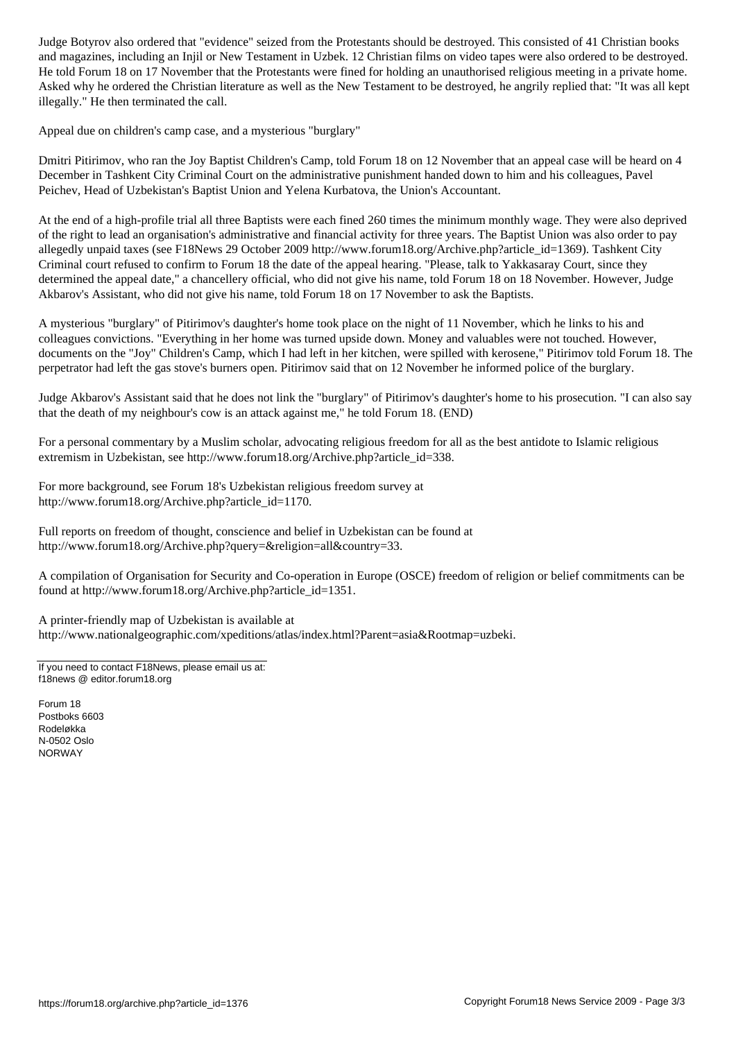Judge Botyrov also ordered that "evidence" seized from the Protestants should be destroyed. This consisted of 41 Christian books and magazines, including an Injil or New Testament in Uzbek. 12 Christian films on video tapes were also ordered to be destroyed. He told Forum 18 on 17 November that the Protestants were fined for holding an unauthorised religious meeting in a private home. Asked why he ordered the Christian literature as well as the New Testament to be destroyed, he angrily replied that: "It was all kept illegally." He then terminated the call.

## Appeal due on children's camp case, and a mysterious "burglary"

Dmitri Pitirimov, who ran the Joy Baptist Children's Camp, told Forum 18 on 12 November that an appeal case will be heard on 4 December in Tashkent City Criminal Court on the administrative punishment handed down to him and his colleagues, Pavel Peichev, Head of Uzbekistan's Baptist Union and Yelena Kurbatova, the Union's Accountant.

At the end of a high-profile trial all three Baptists were each fined 260 times the minimum monthly wage. They were also deprived of the right to lead an organisation's administrative and financial activity for three years. The Baptist Union was also order to pay allegedly unpaid taxes (see F18News 29 October 2009 http://www.forum18.org/Archive.php?article_id=1369). Tashkent City Criminal court refused to confirm to Forum 18 the date of the appeal hearing. "Please, talk to Yakkasaray Court, since they determined the appeal date," a chancellery official, who did not give his name, told Forum 18 on 18 November. However, Judge Akbarov's Assistant, who did not give his name, told Forum 18 on 17 November to ask the Baptists.

A mysterious "burglary" of Pitirimov's daughter's home took place on the night of 11 November, which he links to his and colleagues convictions. "Everything in her home was turned upside down. Money and valuables were not touched. However, documents on the "Joy" Children's Camp, which I had left in her kitchen, were spilled with kerosene," Pitirimov told Forum 18. The perpetrator had left the gas stove's burners open. Pitirimov said that on 12 November he informed police of the burglary.

Judge Akbarov's Assistant said that he does not link the "burglary" of Pitirimov's daughter's home to his prosecution. "I can also say that the death of my neighbour's cow is an attack against me," he told Forum 18. (END)

For a personal commentary by a Muslim scholar, advocating religious freedom for all as the best antidote to Islamic religious extremism in Uzbekistan, see http://www.forum18.org/Archive.php?article_id=338.

For more background, see Forum 18's Uzbekistan religious freedom survey at http://www.forum18.org/Archive.php?article_id=1170.

Full reports on freedom of thought, conscience and belief in Uzbekistan can be found at http://www.forum18.org/Archive.php?query=&religion=all&country=33.

A compilation of Organisation for Security and Co-operation in Europe (OSCE) freedom of religion or belief commitments can be found at http://www.forum18.org/Archive.php?article_id=1351.

A printer-friendly map of Uzbekistan is available at http://www.nationalgeographic.com/xpeditions/atlas/index.html?Parent=asia&Rootmap=uzbeki.

If you need to contact F18News, please email us at:
f18news @ editor.forum18.org

Forum 18
Postboks 6603
Rodeløkka
N-0502 Oslo
NORWAY